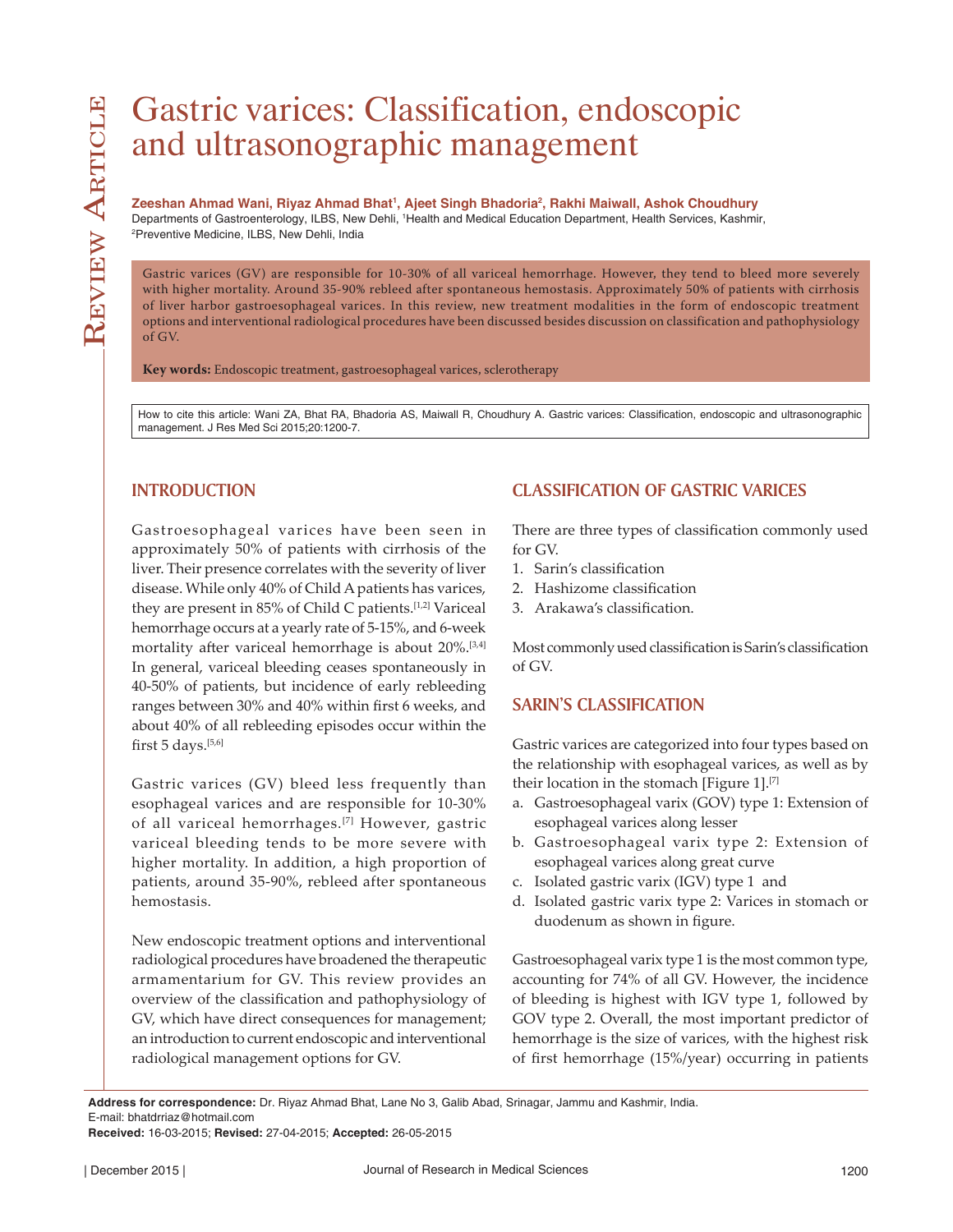# Gastric varices: Classification, endoscopic and ultrasonographic management

**Zeeshan Ahmad Wani, Riyaz Ahmad Bhat[1], Ajeet Singh Bhadoria[2], Rakhi Maiwall, Ashok Choudhury**

Departments of Gastroenterology, ILBS, New Dehli, [1]Health and Medical Education Department, Health Services, Kashmir, [2]Preventive Medicine, ILBS, New Dehli, India

Gastric varices (GV) are responsible for 10-30% of all variceal hemorrhage. However, they tend to bleed more severely with higher mortality. Around 35-90% rebleed after spontaneous hemostasis. Approximately 50% of patients with cirrhosis of liver harbor gastroesophageal varices. In this review, new treatment modalities in the form of endoscopic treatment options and interventional radiological procedures have been discussed besides discussion on classification and pathophysiology of GV.

**Key words:** Endoscopic treatment, gastroesophageal varices, sclerotherapy

How to cite this article: Wani ZA, Bhat RA, Bhadoria AS, Maiwall R, Choudhury A. Gastric varices: Classification, endoscopic and ultrasonographic management. J Res Med Sci 2015;20:1200-7.

## INTRODUCTION

Gastroesophageal varices have been seen in approximately 50% of patients with cirrhosis of the liver. Their presence correlates with the severity of liver disease. While only 40% of Child A patients has varices, they are present in 85% of Child C patients.[1,2] Variceal hemorrhage occurs at a yearly rate of 5-15%, and 6-week mortality after variceal hemorrhage is about 20%.[3,4] In general, variceal bleeding ceases spontaneously in 40-50% of patients, but incidence of early rebleeding ranges between 30% and 40% within first 6 weeks, and about 40% of all rebleeding episodes occur within the first 5 days.[5,6]

Gastric varices (GV) bleed less frequently than esophageal varices and are responsible for 10-30% of all variceal hemorrhages.[7] However, gastric variceal bleeding tends to be more severe with higher mortality. In addition, a high proportion of patients, around 35-90%, rebleed after spontaneous hemostasis.

New endoscopic treatment options and interventional radiological procedures have broadened the therapeutic armamentarium for GV. This review provides an overview of the classification and pathophysiology of GV, which have direct consequences for management; an introduction to current endoscopic and interventional radiological management options for GV.

## CLASSIFICATION OF GASTRIC VARICES

There are three types of classification commonly used for GV.

1. Sarin's classification
2. Hashizome classification
3. Arakawa's classification.

Most commonly used classification is Sarin's classification of GV.

## SARIN'S CLASSIFICATION

Gastric varices are categorized into four types based on the relationship with esophageal varices, as well as by their location in the stomach [Figure 1].[7]

a. Gastroesophageal varix (GOV) type 1: Extension of esophageal varices along lesser
b. Gastroesophageal varix type 2: Extension of esophageal varices along great curve
c. Isolated gastric varix (IGV) type 1 and
d. Isolated gastric varix type 2: Varices in stomach or duodenum as shown in figure.

Gastroesophageal varix type 1 is the most common type, accounting for 74% of all GV. However, the incidence of bleeding is highest with IGV type 1, followed by GOV type 2. Overall, the most important predictor of hemorrhage is the size of varices, with the highest risk of first hemorrhage (15%/year) occurring in patients

**Address for correspondence:** Dr. Riyaz Ahmad Bhat, Lane No 3, Galib Abad, Srinagar, Jammu and Kashmir, India.
E-mail: bhatdrriaz@hotmail.com
**Received:** 16-03-2015; **Revised:** 27-04-2015; **Accepted:** 26-05-2015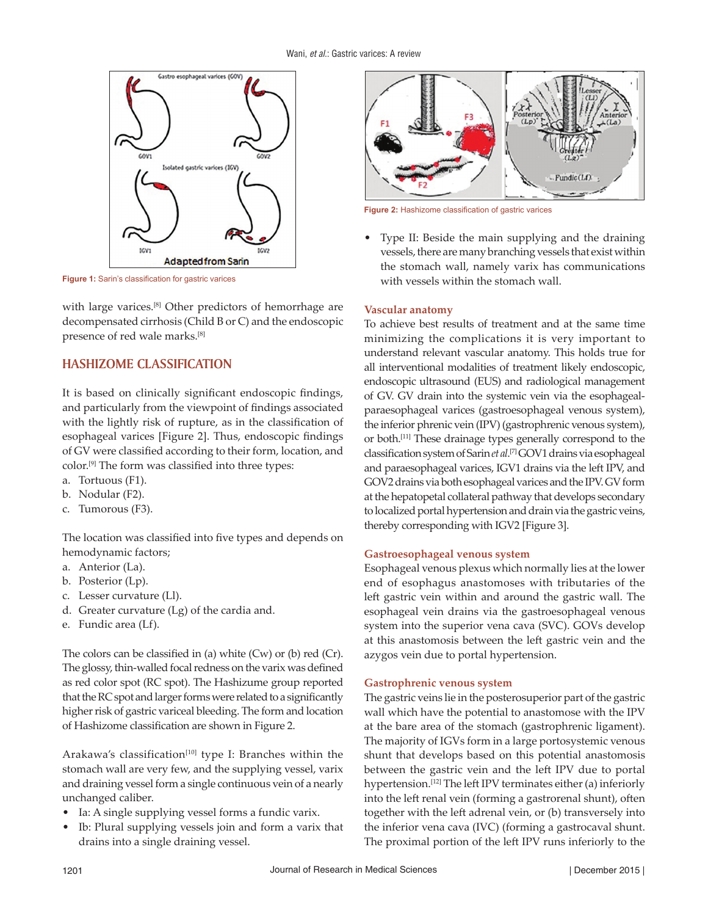Figure 1: Sarin's classification for gastric varices

with large varices.[8] Other predictors of hemorrhage are decompensated cirrhosis (Child B or C) and the endoscopic presence of red wale marks.[8]

## HASHIZOME CLASSIFICATION

It is based on clinically significant endoscopic findings, and particularly from the viewpoint of findings associated with the lightly risk of rupture, as in the classification of esophageal varices [Figure 2]. Thus, endoscopic findings of GV were classified according to their form, location, and color.[9] The form was classified into three types:

a. Tortuous (F1).
b. Nodular (F2).
c. Tumorous (F3).

The location was classified into five types and depends on hemodynamic factors;

a. Anterior (La).
b. Posterior (Lp).
c. Lesser curvature (Ll).
d. Greater curvature (Lg) of the cardia and.
e. Fundic area (Lf).

The colors can be classified in (a) white (Cw) or (b) red (Cr). The glossy, thin-walled focal redness on the varix was defined as red color spot (RC spot). The Hashizume group reported that the RC spot and larger forms were related to a significantly higher risk of gastric variceal bleeding. The form and location of Hashizome classification are shown in Figure 2.

Arakawa's classification[10] type I: Branches within the stomach wall are very few, and the supplying vessel, varix and draining vessel form a single continuous vein of a nearly unchanged caliber.

- Ia: A single supplying vessel forms a fundic varix.
- Ib: Plural supplying vessels join and form a varix that drains into a single draining vessel.

Figure 2: Hashizome classification of gastric varices

- Type II: Beside the main supplying and the draining vessels, there are many branching vessels that exist within the stomach wall, namely varix has communications with vessels within the stomach wall.

### Vascular anatomy

To achieve best results of treatment and at the same time minimizing the complications it is very important to understand relevant vascular anatomy. This holds true for all interventional modalities of treatment likely endoscopic, endoscopic ultrasound (EUS) and radiological management of GV. GV drain into the systemic vein via the esophageal-paraesophageal varices (gastroesophageal venous system), the inferior phrenic vein (IPV) (gastrophrenic venous system), or both.[11] These drainage types generally correspond to the classification system of Sarin *et al*.[7] GOV1 drains via esophageal and paraesophageal varices, IGV1 drains via the left IPV, and GOV2 drains via both esophageal varices and the IPV. GV form at the hepatopetal collateral pathway that develops secondary to localized portal hypertension and drain via the gastric veins, thereby corresponding with IGV2 [Figure 3].

#### Gastroesophageal venous system

Esophageal venous plexus which normally lies at the lower end of esophagus anastomoses with tributaries of the left gastric vein within and around the gastric wall. The esophageal vein drains via the gastroesophageal venous system into the superior vena cava (SVC). GOVs develop at this anastomosis between the left gastric vein and the azygos vein due to portal hypertension.

#### Gastrophrenic venous system

The gastric veins lie in the posterosuperior part of the gastric wall which have the potential to anastomose with the IPV at the bare area of the stomach (gastrophrenic ligament). The majority of IGVs form in a large portosystemic venous shunt that develops based on this potential anastomosis between the gastric vein and the left IPV due to portal hypertension.[12] The left IPV terminates either (a) inferiorly into the left renal vein (forming a gastrorenal shunt), often together with the left adrenal vein, or (b) transversely into the inferior vena cava (IVC) (forming a gastrocaval shunt. The proximal portion of the left IPV runs inferiorly to the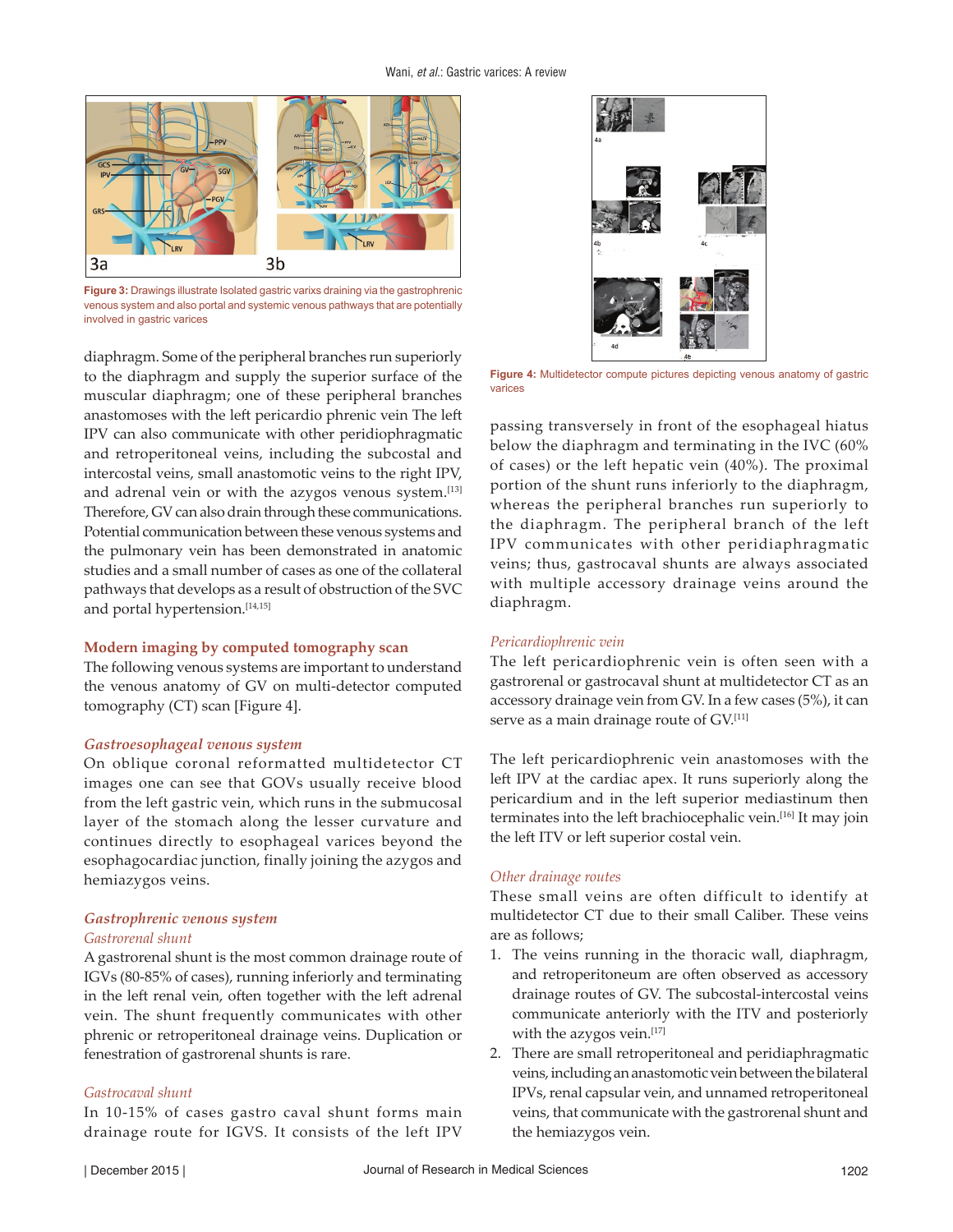Figure 3: Drawings illustrate Isolated gastric varix draining via the gastrophrenic venous system and also portal and systemic venous pathways that are potentially involved in gastric varices

diaphragm. Some of the peripheral branches run superiorly to the diaphragm and supply the superior surface of the muscular diaphragm; one of these peripheral branches anastomoses with the left pericardio phrenic vein The left IPV can also communicate with other peridiophragmatic and retroperitoneal veins, including the subcostal and intercostal veins, small anastomotic veins to the right IPV, and adrenal vein or with the azygos venous system.[13] Therefore, GV can also drain through these communications. Potential communication between these venous systems and the pulmonary vein has been demonstrated in anatomic studies and a small number of cases as one of the collateral pathways that develops as a result of obstruction of the SVC and portal hypertension.[14,15]

## Modern imaging by computed tomography scan

The following venous systems are important to understand the venous anatomy of GV on multi-detector computed tomography (CT) scan [Figure 4].

### *Gastroesophageal venous system*

On oblique coronal reformatted multidetector CT images one can see that GOVs usually receive blood from the left gastric vein, which runs in the submucosal layer of the stomach along the lesser curvature and continues directly to esophageal varices beyond the esophagocardiac junction, finally joining the azygos and hemiazygos veins.

### *Gastrophrenic venous system*

#### *Gastrorenal shunt*

A gastrorenal shunt is the most common drainage route of IGVs (80-85% of cases), running inferiorly and terminating in the left renal vein, often together with the left adrenal vein. The shunt frequently communicates with other phrenic or retroperitoneal drainage veins. Duplication or fenestration of gastrorenal shunts is rare.

#### *Gastrocaval shunt*

In 10-15% of cases gastro caval shunt forms main drainage route for IGVS. It consists of the left IPV passing transversely in front of the esophageal hiatus below the diaphragm and terminating in the IVC (60% of cases) or the left hepatic vein (40%). The proximal portion of the shunt runs inferiorly to the diaphragm, whereas the peripheral branches run superiorly to the diaphragm. The peripheral branch of the left IPV communicates with other peridiaphragmatic veins; thus, gastrocaval shunts are always associated with multiple accessory drainage veins around the diaphragm.

Figure 4: Multidetector compute pictures depicting venous anatomy of gastric varices

#### *Pericardiophrenic vein*

The left pericardiophrenic vein is often seen with a gastrorenal or gastrocaval shunt at multidetector CT as an accessory drainage vein from GV. In a few cases (5%), it can serve as a main drainage route of GV.[11]

The left pericardiophrenic vein anastomoses with the left IPV at the cardiac apex. It runs superiorly along the pericardium and in the left superior mediastinum then terminates into the left brachiocephalic vein.[16] It may join the left ITV or left superior costal vein.

#### *Other drainage routes*

These small veins are often difficult to identify at multidetector CT due to their small Caliber. These veins are as follows;

1. The veins running in the thoracic wall, diaphragm, and retroperitoneum are often observed as accessory drainage routes of GV. The subcostal-intercostal veins communicate anteriorly with the ITV and posteriorly with the azygos vein.[17]
2. There are small retroperitoneal and peridiaphragmatic veins, including an anastomotic vein between the bilateral IPVs, renal capsular vein, and unnamed retroperitoneal veins, that communicate with the gastrorenal shunt and the hemiazygos vein.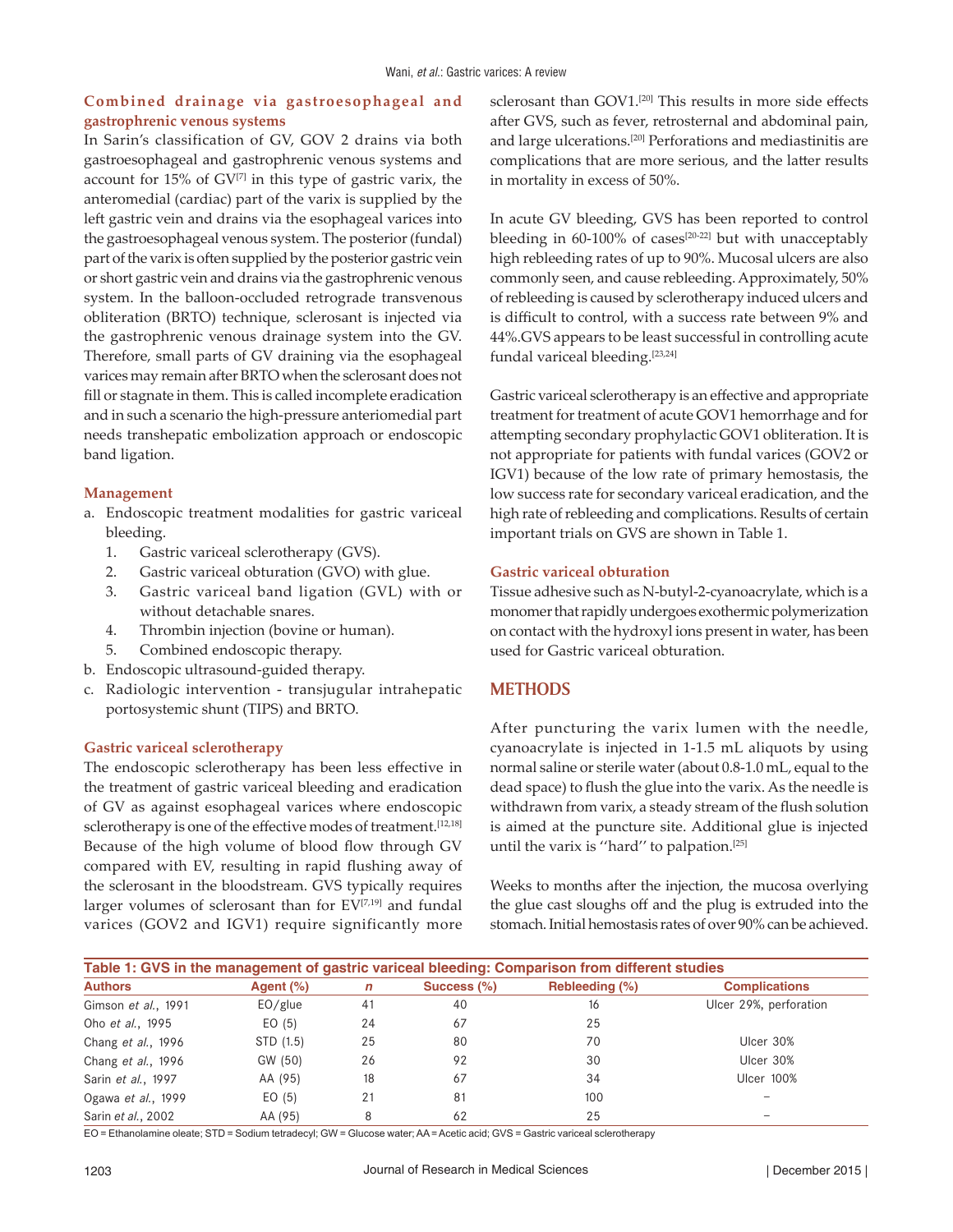### Combined drainage via gastroesophageal and gastrophrenic venous systems

In Sarin's classification of GV, GOV 2 drains via both gastroesophageal and gastrophrenic venous systems and account for 15% of GV[7] in this type of gastric varix, the anteromedial (cardiac) part of the varix is supplied by the left gastric vein and drains via the esophageal varices into the gastroesophageal venous system. The posterior (fundal) part of the varix is often supplied by the posterior gastric vein or short gastric vein and drains via the gastrophrenic venous system. In the balloon-occluded retrograde transvenous obliteration (BRTO) technique, sclerosant is injected via the gastrophrenic venous drainage system into the GV. Therefore, small parts of GV draining via the esophageal varices may remain after BRTO when the sclerosant does not fill or stagnate in them. This is called incomplete eradication and in such a scenario the high-pressure anteriomedial part needs transhepatic embolization approach or endoscopic band ligation.

### Management

a. Endoscopic treatment modalities for gastric variceal bleeding.
   1. Gastric variceal sclerotherapy (GVS).
   2. Gastric variceal obturation (GVO) with glue.
   3. Gastric variceal band ligation (GVL) with or without detachable snares.
   4. Thrombin injection (bovine or human).
   5. Combined endoscopic therapy.
b. Endoscopic ultrasound-guided therapy.
c. Radiologic intervention - transjugular intrahepatic portosystemic shunt (TIPS) and BRTO.

### Gastric variceal sclerotherapy

The endoscopic sclerotherapy has been less effective in the treatment of gastric variceal bleeding and eradication of GV as against esophageal varices where endoscopic sclerotherapy is one of the effective modes of treatment.[12,18] Because of the high volume of blood flow through GV compared with EV, resulting in rapid flushing away of the sclerosant in the bloodstream. GVS typically requires larger volumes of sclerosant than for EV[7,19] and fundal varices (GOV2 and IGV1) require significantly more sclerosant than GOV1.[20] This results in more side effects after GVS, such as fever, retrosternal and abdominal pain, and large ulcerations.[20] Perforations and mediastinitis are complications that are more serious, and the latter results in mortality in excess of 50%.

In acute GV bleeding, GVS has been reported to control bleeding in 60-100% of cases[20-22] but with unacceptably high rebleeding rates of up to 90%. Mucosal ulcers are also commonly seen, and cause rebleeding. Approximately, 50% of rebleeding is caused by sclerotherapy induced ulcers and is difficult to control, with a success rate between 9% and 44%.GVS appears to be least successful in controlling acute fundal variceal bleeding.[23,24]

Gastric variceal sclerotherapy is an effective and appropriate treatment for treatment of acute GOV1 hemorrhage and for attempting secondary prophylactic GOV1 obliteration. It is not appropriate for patients with fundal varices (GOV2 or IGV1) because of the low rate of primary hemostasis, the low success rate for secondary variceal eradication, and the high rate of rebleeding and complications. Results of certain important trials on GVS are shown in Table 1.

### Gastric variceal obturation

Tissue adhesive such as N-butyl-2-cyanoacrylate, which is a monomer that rapidly undergoes exothermic polymerization on contact with the hydroxyl ions present in water, has been used for Gastric variceal obturation.

## METHODS

After puncturing the varix lumen with the needle, cyanoacrylate is injected in 1-1.5 mL aliquots by using normal saline or sterile water (about 0.8-1.0 mL, equal to the dead space) to flush the glue into the varix. As the needle is withdrawn from varix, a steady stream of the flush solution is aimed at the puncture site. Additional glue is injected until the varix is ''hard'' to palpation.[25]

Weeks to months after the injection, the mucosa overlying the glue cast sloughs off and the plug is extruded into the stomach. Initial hemostasis rates of over 90% can be achieved.

**Table 1: GVS in the management of gastric variceal bleeding: Comparison from different studies**

| Authors | Agent (%) | *n* | Success (%) | Rebleeding (%) | Complications |
|---|---|---|---|---|---|
| Gimson *et al.*, 1991 | EO/glue | 41 | 40 | 16 | Ulcer 29%, perforation |
| Oho *et al.*, 1995 | EO (5) | 24 | 67 | 25 | |
| Chang *et al.*, 1996 | STD (1.5) | 25 | 80 | 70 | Ulcer 30% |
| Chang *et al.*, 1996 | GW (50) | 26 | 92 | 30 | Ulcer 30% |
| Sarin *et al.*, 1997 | AA (95) | 18 | 67 | 34 | Ulcer 100% |
| Ogawa *et al.*, 1999 | EO (5) | 21 | 81 | 100 | – |
| Sarin *et al.*, 2002 | AA (95) | 8 | 62 | 25 | – |

EO = Ethanolamine oleate; STD = Sodium tetradecyl; GW = Glucose water; AA = Acetic acid; GVS = Gastric variceal sclerotherapy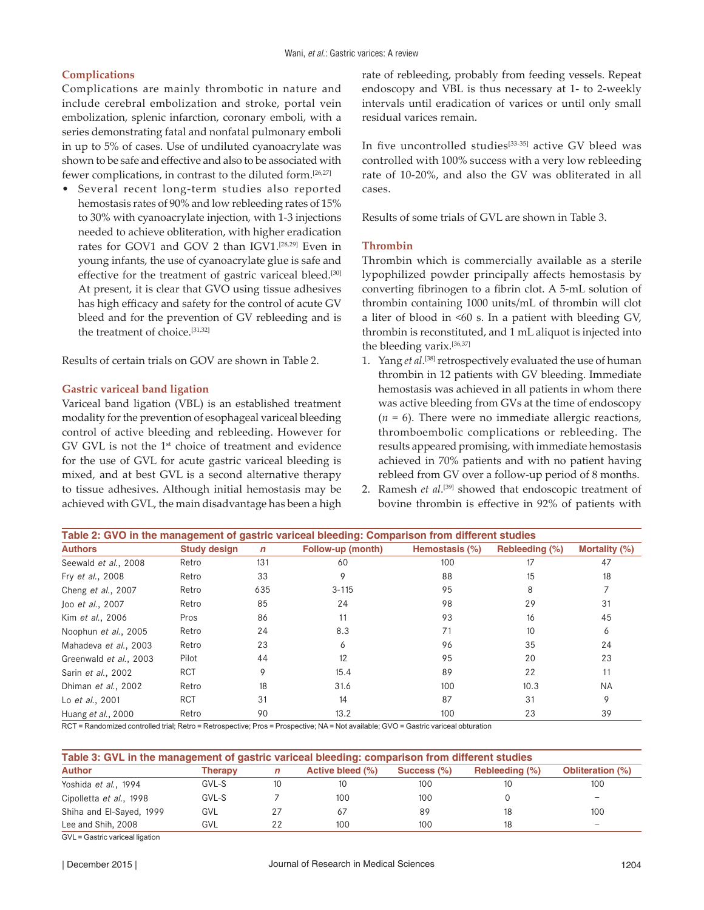### Complications

Complications are mainly thrombotic in nature and include cerebral embolization and stroke, portal vein embolization, splenic infarction, coronary emboli, with a series demonstrating fatal and nonfatal pulmonary emboli in up to 5% of cases. Use of undiluted cyanoacrylate was shown to be safe and effective and also to be associated with fewer complications, in contrast to the diluted form.[26,27]

- Several recent long-term studies also reported hemostasis rates of 90% and low rebleeding rates of 15% to 30% with cyanoacrylate injection, with 1-3 injections needed to achieve obliteration, with higher eradication rates for GOV1 and GOV 2 than IGV1.[28,29] Even in young infants, the use of cyanoacrylate glue is safe and effective for the treatment of gastric variceal bleed.[30] At present, it is clear that GVO using tissue adhesives has high efficacy and safety for the control of acute GV bleed and for the prevention of GV rebleeding and is the treatment of choice.[31,32]

Results of certain trials on GOV are shown in Table 2.

### Gastric variceal band ligation

Variceal band ligation (VBL) is an established treatment modality for the prevention of esophageal variceal bleeding control of active bleeding and rebleeding. However for GV GVL is not the 1st choice of treatment and evidence for the use of GVL for acute gastric variceal bleeding is mixed, and at best GVL is a second alternative therapy to tissue adhesives. Although initial hemostasis may be achieved with GVL, the main disadvantage has been a high rate of rebleeding, probably from feeding vessels. Repeat endoscopy and VBL is thus necessary at 1- to 2-weekly intervals until eradication of varices or until only small residual varices remain.

In five uncontrolled studies[33-35] active GV bleed was controlled with 100% success with a very low rebleeding rate of 10-20%, and also the GV was obliterated in all cases.

Results of some trials of GVL are shown in Table 3.

### Thrombin

Thrombin which is commercially available as a sterile lypophilized powder principally affects hemostasis by converting fibrinogen to a fibrin clot. A 5-mL solution of thrombin containing 1000 units/mL of thrombin will clot a liter of blood in <60 s. In a patient with bleeding GV, thrombin is reconstituted, and 1 mL aliquot is injected into the bleeding varix.[36,37]

1. Yang *et al*.[38] retrospectively evaluated the use of human thrombin in 12 patients with GV bleeding. Immediate hemostasis was achieved in all patients in whom there was active bleeding from GVs at the time of endoscopy (*n* = 6). There were no immediate allergic reactions, thromboembolic complications or rebleeding. The results appeared promising, with immediate hemostasis achieved in 70% patients and with no patient having rebleed from GV over a follow-up period of 8 months.
2. Ramesh *et al*.[39] showed that endoscopic treatment of bovine thrombin is effective in 92% of patients with

**Table 2: GVO in the management of gastric variceal bleeding: Comparison from different studies**

| Authors | Study design | *n* | Follow-up (month) | Hemostasis (%) | Rebleeding (%) | Mortality (%) |
|---|---|---|---|---|---|---|
| Seewald *et al*., 2008 | Retro | 131 | 60 | 100 | 17 | 47 |
| Fry *et al*., 2008 | Retro | 33 | 9 | 88 | 15 | 18 |
| Cheng *et al*., 2007 | Retro | 635 | 3-115 | 95 | 8 | 7 |
| Joo *et al*., 2007 | Retro | 85 | 24 | 98 | 29 | 31 |
| Kim *et al*., 2006 | Pros | 86 | 11 | 93 | 16 | 45 |
| Noophun *et al*., 2005 | Retro | 24 | 8.3 | 71 | 10 | 6 |
| Mahadeva *et al*., 2003 | Retro | 23 | 6 | 96 | 35 | 24 |
| Greenwald *et al*., 2003 | Pilot | 44 | 12 | 95 | 20 | 23 |
| Sarin *et al*., 2002 | RCT | 9 | 15.4 | 89 | 22 | 11 |
| Dhiman *et al*., 2002 | Retro | 18 | 31.6 | 100 | 10.3 | NA |
| Lo *et al*., 2001 | RCT | 31 | 14 | 87 | 31 | 9 |
| Huang *et al*., 2000 | Retro | 90 | 13.2 | 100 | 23 | 39 |

RCT = Randomized controlled trial; Retro = Retrospective; Pros = Prospective; NA = Not available; GVO = Gastric variceal obturation

**Table 3: GVL in the management of gastric variceal bleeding: comparison from different studies**

| Author | Therapy | *n* | Active bleed (%) | Success (%) | Rebleeding (%) | Obliteration (%) |
|---|---|---|---|---|---|---|
| Yoshida *et al*., 1994 | GVL-S | 10 | 10 | 100 | 10 | 100 |
| Cipolletta *et al*., 1998 | GVL-S | 7 | 100 | 100 | 0 | – |
| Shiha and El-Sayed, 1999 | GVL | 27 | 67 | 89 | 18 | 100 |
| Lee and Shih, 2008 | GVL | 22 | 100 | 100 | 18 | – |

GVL = Gastric variceal ligation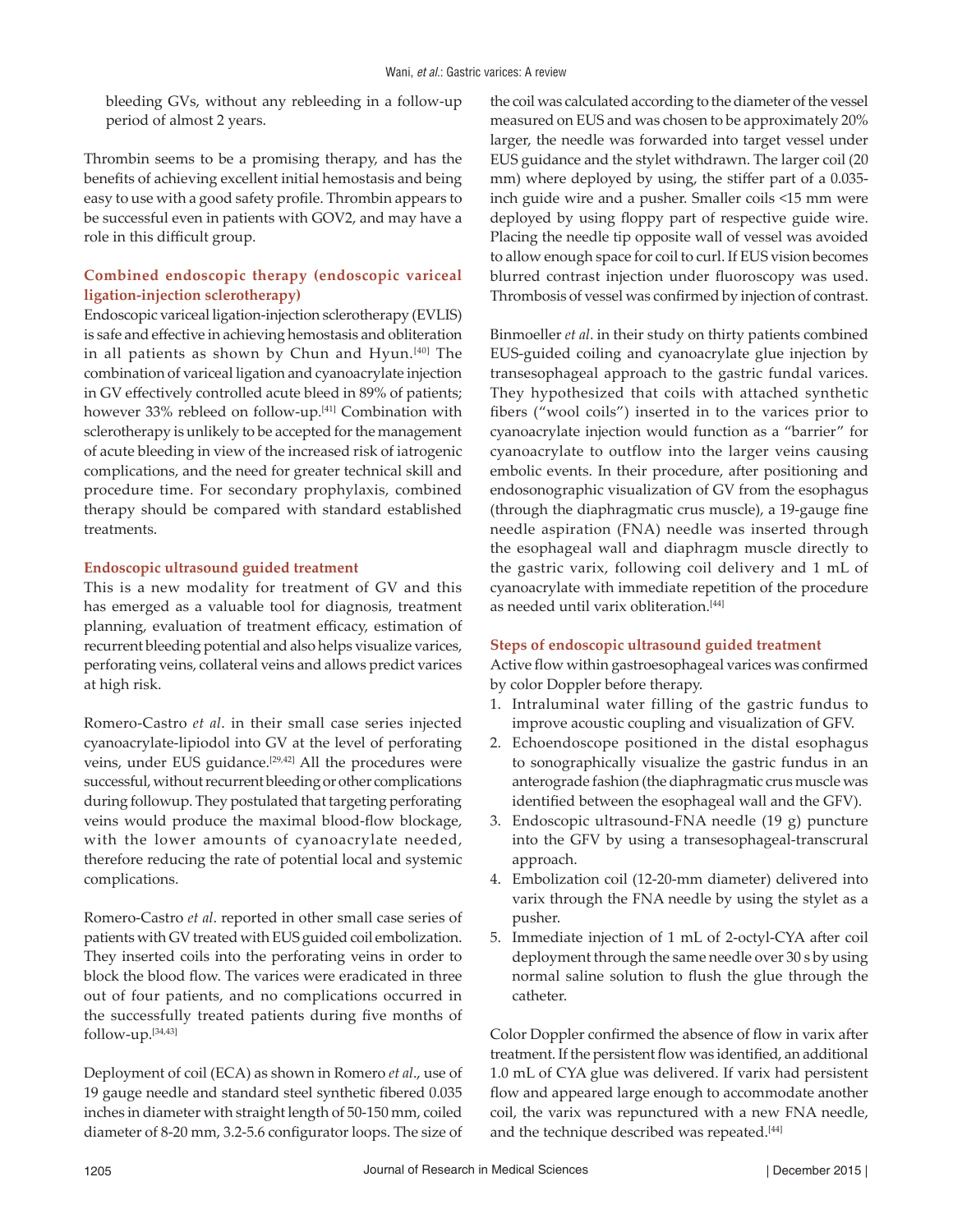bleeding GVs, without any rebleeding in a follow-up period of almost 2 years.

Thrombin seems to be a promising therapy, and has the benefits of achieving excellent initial hemostasis and being easy to use with a good safety profile. Thrombin appears to be successful even in patients with GOV2, and may have a role in this difficult group.

### Combined endoscopic therapy (endoscopic variceal ligation-injection sclerotherapy)

Endoscopic variceal ligation-injection sclerotherapy (EVLIS) is safe and effective in achieving hemostasis and obliteration in all patients as shown by Chun and Hyun.[40] The combination of variceal ligation and cyanoacrylate injection in GV effectively controlled acute bleed in 89% of patients; however 33% rebleed on follow-up.[41] Combination with sclerotherapy is unlikely to be accepted for the management of acute bleeding in view of the increased risk of iatrogenic complications, and the need for greater technical skill and procedure time. For secondary prophylaxis, combined therapy should be compared with standard established treatments.

### Endoscopic ultrasound guided treatment

This is a new modality for treatment of GV and this has emerged as a valuable tool for diagnosis, treatment planning, evaluation of treatment efficacy, estimation of recurrent bleeding potential and also helps visualize varices, perforating veins, collateral veins and allows predict varices at high risk.

Romero-Castro *et al*. in their small case series injected cyanoacrylate-lipiodol into GV at the level of perforating veins, under EUS guidance.[29,42] All the procedures were successful, without recurrent bleeding or other complications during followup. They postulated that targeting perforating veins would produce the maximal blood-flow blockage, with the lower amounts of cyanoacrylate needed, therefore reducing the rate of potential local and systemic complications.

Romero-Castro *et al*. reported in other small case series of patients with GV treated with EUS guided coil embolization. They inserted coils into the perforating veins in order to block the blood flow. The varices were eradicated in three out of four patients, and no complications occurred in the successfully treated patients during five months of follow-up.[34,43]

Deployment of coil (ECA) as shown in Romero *et al*., use of 19 gauge needle and standard steel synthetic fibered 0.035 inches in diameter with straight length of 50-150 mm, coiled diameter of 8-20 mm, 3.2-5.6 configurator loops. The size of the coil was calculated according to the diameter of the vessel measured on EUS and was chosen to be approximately 20% larger, the needle was forwarded into target vessel under EUS guidance and the stylet withdrawn. The larger coil (20 mm) where deployed by using, the stiffer part of a 0.035-inch guide wire and a pusher. Smaller coils <15 mm were deployed by using floppy part of respective guide wire. Placing the needle tip opposite wall of vessel was avoided to allow enough space for coil to curl. If EUS vision becomes blurred contrast injection under fluoroscopy was used. Thrombosis of vessel was confirmed by injection of contrast.

Binmoeller *et al*. in their study on thirty patients combined EUS-guided coiling and cyanoacrylate glue injection by transesophageal approach to the gastric fundal varices. They hypothesized that coils with attached synthetic fibers ("wool coils") inserted in to the varices prior to cyanoacrylate injection would function as a "barrier" for cyanoacrylate to outflow into the larger veins causing embolic events. In their procedure, after positioning and endosonographic visualization of GV from the esophagus (through the diaphragmatic crus muscle), a 19-gauge fine needle aspiration (FNA) needle was inserted through the esophageal wall and diaphragm muscle directly to the gastric varix, following coil delivery and 1 mL of cyanoacrylate with immediate repetition of the procedure as needed until varix obliteration.[44]

### Steps of endoscopic ultrasound guided treatment

Active flow within gastroesophageal varices was confirmed by color Doppler before therapy.

1. Intraluminal water filling of the gastric fundus to improve acoustic coupling and visualization of GFV.
2. Echoendoscope positioned in the distal esophagus to sonographically visualize the gastric fundus in an anterograde fashion (the diaphragmatic crus muscle was identified between the esophageal wall and the GFV).
3. Endoscopic ultrasound-FNA needle (19 g) puncture into the GFV by using a transesophageal-transcrural approach.
4. Embolization coil (12-20-mm diameter) delivered into varix through the FNA needle by using the stylet as a pusher.
5. Immediate injection of 1 mL of 2-octyl-CYA after coil deployment through the same needle over 30 s by using normal saline solution to flush the glue through the catheter.

Color Doppler confirmed the absence of flow in varix after treatment. If the persistent flow was identified, an additional 1.0 mL of CYA glue was delivered. If varix had persistent flow and appeared large enough to accommodate another coil, the varix was repunctured with a new FNA needle, and the technique described was repeated.[44]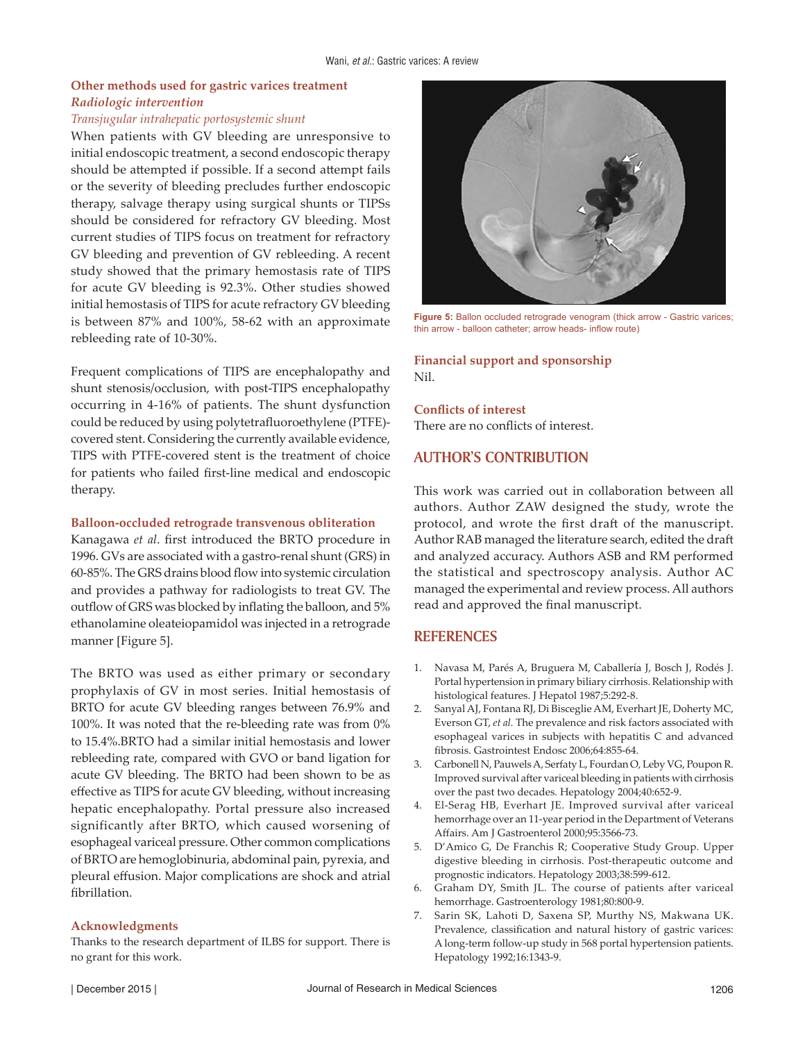### Other methods used for gastric varices treatment

#### *Radiologic intervention*

*Transjugular intrahepatic portosystemic shunt*

When patients with GV bleeding are unresponsive to initial endoscopic treatment, a second endoscopic therapy should be attempted if possible. If a second attempt fails or the severity of bleeding precludes further endoscopic therapy, salvage therapy using surgical shunts or TIPSs should be considered for refractory GV bleeding. Most current studies of TIPS focus on treatment for refractory GV bleeding and prevention of GV rebleeding. A recent study showed that the primary hemostasis rate of TIPS for acute GV bleeding is 92.3%. Other studies showed initial hemostasis of TIPS for acute refractory GV bleeding is between 87% and 100%, 58-62 with an approximate rebleeding rate of 10-30%.

Frequent complications of TIPS are encephalopathy and shunt stenosis/occlusion, with post-TIPS encephalopathy occurring in 4-16% of patients. The shunt dysfunction could be reduced by using polytetrafluoroethylene (PTFE)-covered stent. Considering the currently available evidence, TIPS with PTFE-covered stent is the treatment of choice for patients who failed first-line medical and endoscopic therapy.

#### Balloon-occluded retrograde transvenous obliteration

Kanagawa *et al*. first introduced the BRTO procedure in 1996. GVs are associated with a gastro-renal shunt (GRS) in 60-85%. The GRS drains blood flow into systemic circulation and provides a pathway for radiologists to treat GV. The outflow of GRS was blocked by inflating the balloon, and 5% ethanolamine oleateiopamidol was injected in a retrograde manner [Figure 5].

The BRTO was used as either primary or secondary prophylaxis of GV in most series. Initial hemostasis of BRTO for acute GV bleeding ranges between 76.9% and 100%. It was noted that the re-bleeding rate was from 0% to 15.4%.BRTO had a similar initial hemostasis and lower rebleeding rate, compared with GVO or band ligation for acute GV bleeding. The BRTO had been shown to be as effective as TIPS for acute GV bleeding, without increasing hepatic encephalopathy. Portal pressure also increased significantly after BRTO, which caused worsening of esophageal variceal pressure. Other common complications of BRTO are hemoglobinuria, abdominal pain, pyrexia, and pleural effusion. Major complications are shock and atrial fibrillation.

Figure 5: Ballon occluded retrograde venogram (thick arrow - Gastric varices; thin arrow - balloon catheter; arrow heads- inflow route)

### Acknowledgments

Thanks to the research department of ILBS for support. There is no grant for this work.

### Financial support and sponsorship

Nil.

### Conflicts of interest

There are no conflicts of interest.

## AUTHOR'S CONTRIBUTION

This work was carried out in collaboration between all authors. Author ZAW designed the study, wrote the protocol, and wrote the first draft of the manuscript. Author RAB managed the literature search, edited the draft and analyzed accuracy. Authors ASB and RM performed the statistical and spectroscopy analysis. Author AC managed the experimental and review process. All authors read and approved the final manuscript.

## REFERENCES

1. Navasa M, Parés A, Bruguera M, Caballería J, Bosch J, Rodés J. Portal hypertension in primary biliary cirrhosis. Relationship with histological features. J Hepatol 1987;5:292-8.
2. Sanyal AJ, Fontana RJ, Di Bisceglie AM, Everhart JE, Doherty MC, Everson GT, *et al.* The prevalence and risk factors associated with esophageal varices in subjects with hepatitis C and advanced fibrosis. Gastrointest Endosc 2006;64:855-64.
3. Carbonell N, Pauwels A, Serfaty L, Fourdan O, Leby VG, Poupon R. Improved survival after variceal bleeding in patients with cirrhosis over the past two decades. Hepatology 2004;40:652-9.
4. El-Serag HB, Everhart JE. Improved survival after variceal hemorrhage over an 11-year period in the Department of Veterans Affairs. Am J Gastroenterol 2000;95:3566-73.
5. D'Amico G, De Franchis R; Cooperative Study Group. Upper digestive bleeding in cirrhosis. Post-therapeutic outcome and prognostic indicators. Hepatology 2003;38:599-612.
6. Graham DY, Smith JL. The course of patients after variceal hemorrhage. Gastroenterology 1981;80:800-9.
7. Sarin SK, Lahoti D, Saxena SP, Murthy NS, Makwana UK. Prevalence, classification and natural history of gastric varices: A long-term follow-up study in 568 portal hypertension patients. Hepatology 1992;16:1343-9.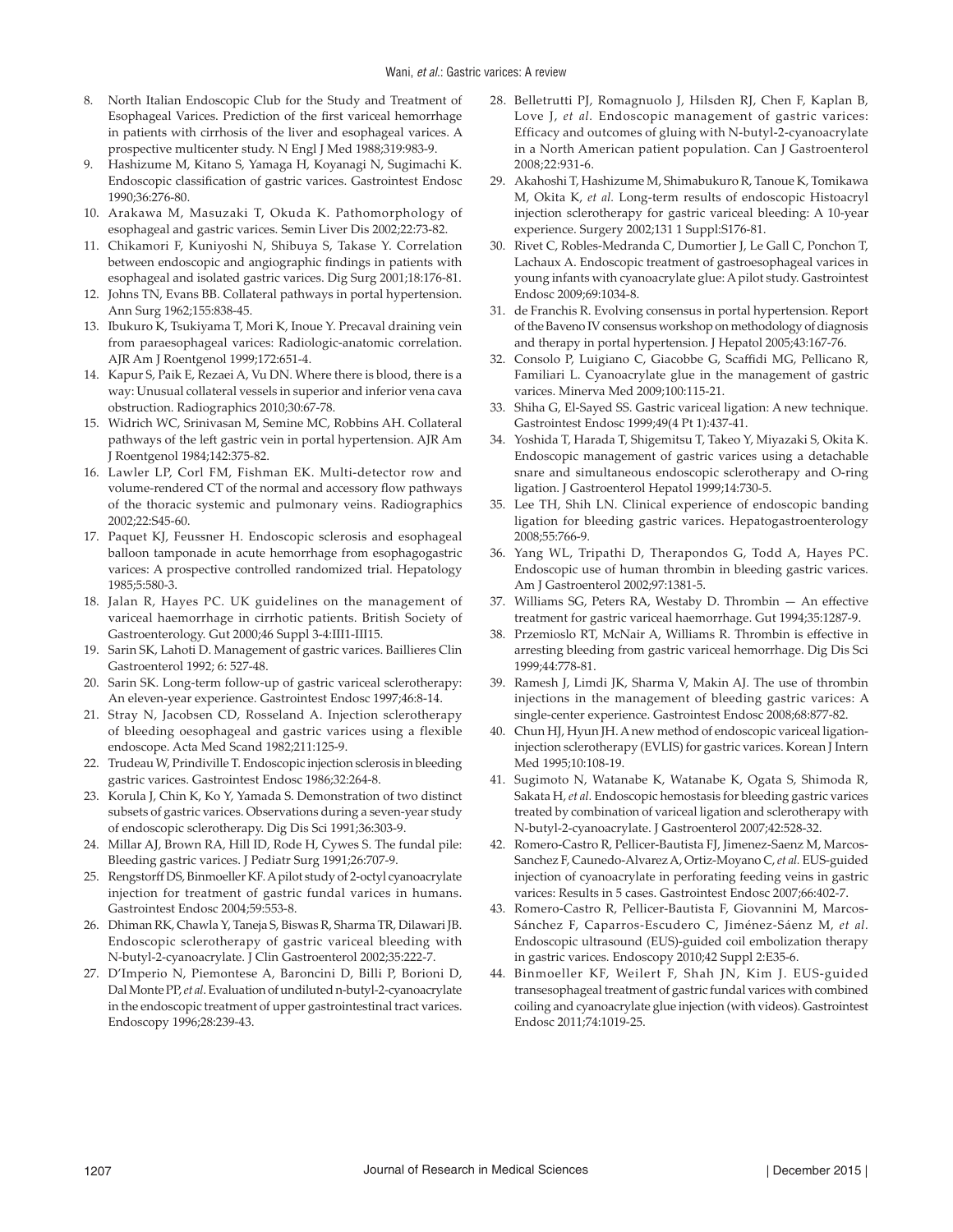8. North Italian Endoscopic Club for the Study and Treatment of Esophageal Varices. Prediction of the first variceal hemorrhage in patients with cirrhosis of the liver and esophageal varices. A prospective multicenter study. N Engl J Med 1988;319:983-9.
9. Hashizume M, Kitano S, Yamaga H, Koyanagi N, Sugimachi K. Endoscopic classification of gastric varices. Gastrointest Endosc 1990;36:276-80.
10. Arakawa M, Masuzaki T, Okuda K. Pathomorphology of esophageal and gastric varices. Semin Liver Dis 2002;22:73-82.
11. Chikamori F, Kuniyoshi N, Shibuya S, Takase Y. Correlation between endoscopic and angiographic findings in patients with esophageal and isolated gastric varices. Dig Surg 2001;18:176-81.
12. Johns TN, Evans BB. Collateral pathways in portal hypertension. Ann Surg 1962;155:838-45.
13. Ibukuro K, Tsukiyama T, Mori K, Inoue Y. Precaval draining vein from paraesophageal varices: Radiologic-anatomic correlation. AJR Am J Roentgenol 1999;172:651-4.
14. Kapur S, Paik E, Rezaei A, Vu DN. Where there is blood, there is a way: Unusual collateral vessels in superior and inferior vena cava obstruction. Radiographics 2010;30:67-78.
15. Widrich WC, Srinivasan M, Semine MC, Robbins AH. Collateral pathways of the left gastric vein in portal hypertension. AJR Am J Roentgenol 1984;142:375-82.
16. Lawler LP, Corl FM, Fishman EK. Multi-detector row and volume-rendered CT of the normal and accessory flow pathways of the thoracic systemic and pulmonary veins. Radiographics 2002;22:S45-60.
17. Paquet KJ, Feussner H. Endoscopic sclerosis and esophageal balloon tamponade in acute hemorrhage from esophagogastric varices: A prospective controlled randomized trial. Hepatology 1985;5:580-3.
18. Jalan R, Hayes PC. UK guidelines on the management of variceal haemorrhage in cirrhotic patients. British Society of Gastroenterology. Gut 2000;46 Suppl 3-4:III1-III15.
19. Sarin SK, Lahoti D. Management of gastric varices. Baillieres Clin Gastroenterol 1992; 6: 527-48.
20. Sarin SK. Long-term follow-up of gastric variceal sclerotherapy: An eleven-year experience. Gastrointest Endosc 1997;46:8-14.
21. Stray N, Jacobsen CD, Rosseland A. Injection sclerotherapy of bleeding oesophageal and gastric varices using a flexible endoscope. Acta Med Scand 1982;211:125-9.
22. Trudeau W, Prindiville T. Endoscopic injection sclerosis in bleeding gastric varices. Gastrointest Endosc 1986;32:264-8.
23. Korula J, Chin K, Ko Y, Yamada S. Demonstration of two distinct subsets of gastric varices. Observations during a seven-year study of endoscopic sclerotherapy. Dig Dis Sci 1991;36:303-9.
24. Millar AJ, Brown RA, Hill ID, Rode H, Cywes S. The fundal pile: Bleeding gastric varices. J Pediatr Surg 1991;26:707-9.
25. Rengstorff DS, Binmoeller KF. A pilot study of 2-octyl cyanoacrylate injection for treatment of gastric fundal varices in humans. Gastrointest Endosc 2004;59:553-8.
26. Dhiman RK, Chawla Y, Taneja S, Biswas R, Sharma TR, Dilawari JB. Endoscopic sclerotherapy of gastric variceal bleeding with N-butyl-2-cyanoacrylate. J Clin Gastroenterol 2002;35:222-7.
27. D'Imperio N, Piemontese A, Baroncini D, Billi P, Borioni D, Dal Monte PP, *et al*. Evaluation of undiluted n-butyl-2-cyanoacrylate in the endoscopic treatment of upper gastrointestinal tract varices. Endoscopy 1996;28:239-43.
28. Belletrutti PJ, Romagnuolo J, Hilsden RJ, Chen F, Kaplan B, Love J, *et al.* Endoscopic management of gastric varices: Efficacy and outcomes of gluing with N-butyl-2-cyanoacrylate in a North American patient population. Can J Gastroenterol 2008;22:931-6.
29. Akahoshi T, Hashizume M, Shimabukuro R, Tanoue K, Tomikawa M, Okita K, *et al.* Long-term results of endoscopic Histoacryl injection sclerotherapy for gastric variceal bleeding: A 10-year experience. Surgery 2002;131 1 Suppl:S176-81.
30. Rivet C, Robles-Medranda C, Dumortier J, Le Gall C, Ponchon T, Lachaux A. Endoscopic treatment of gastroesophageal varices in young infants with cyanoacrylate glue: A pilot study. Gastrointest Endosc 2009;69:1034-8.
31. de Franchis R. Evolving consensus in portal hypertension. Report of the Baveno IV consensus workshop on methodology of diagnosis and therapy in portal hypertension. J Hepatol 2005;43:167-76.
32. Consolo P, Luigiano C, Giacobbe G, Scaffidi MG, Pellicano R, Familiari L. Cyanoacrylate glue in the management of gastric varices. Minerva Med 2009;100:115-21.
33. Shiha G, El-Sayed SS. Gastric variceal ligation: A new technique. Gastrointest Endosc 1999;49(4 Pt 1):437-41.
34. Yoshida T, Harada T, Shigemitsu T, Takeo Y, Miyazaki S, Okita K. Endoscopic management of gastric varices using a detachable snare and simultaneous endoscopic sclerotherapy and O-ring ligation. J Gastroenterol Hepatol 1999;14:730-5.
35. Lee TH, Shih LN. Clinical experience of endoscopic banding ligation for bleeding gastric varices. Hepatogastroenterology 2008;55:766-9.
36. Yang WL, Tripathi D, Therapondos G, Todd A, Hayes PC. Endoscopic use of human thrombin in bleeding gastric varices. Am J Gastroenterol 2002;97:1381-5.
37. Williams SG, Peters RA, Westaby D. Thrombin — An effective treatment for gastric variceal haemorrhage. Gut 1994;35:1287-9.
38. Przemioslo RT, McNair A, Williams R. Thrombin is effective in arresting bleeding from gastric variceal hemorrhage. Dig Dis Sci 1999;44:778-81.
39. Ramesh J, Limdi JK, Sharma V, Makin AJ. The use of thrombin injections in the management of bleeding gastric varices: A single-center experience. Gastrointest Endosc 2008;68:877-82.
40. Chun HJ, Hyun JH. A new method of endoscopic variceal ligation-injection sclerotherapy (EVLIS) for gastric varices. Korean J Intern Med 1995;10:108-19.
41. Sugimoto N, Watanabe K, Watanabe K, Ogata S, Shimoda R, Sakata H, *et al.* Endoscopic hemostasis for bleeding gastric varices treated by combination of variceal ligation and sclerotherapy with N-butyl-2-cyanoacrylate. J Gastroenterol 2007;42:528-32.
42. Romero-Castro R, Pellicer-Bautista FJ, Jimenez-Saenz M, Marcos-Sanchez F, Caunedo-Alvarez A, Ortiz-Moyano C, *et al.* EUS-guided injection of cyanoacrylate in perforating feeding veins in gastric varices: Results in 5 cases. Gastrointest Endosc 2007;66:402-7.
43. Romero-Castro R, Pellicer-Bautista F, Giovannini M, Marcos-Sánchez F, Caparros-Escudero C, Jiménez-Sáenz M, *et al.* Endoscopic ultrasound (EUS)-guided coil embolization therapy in gastric varices. Endoscopy 2010;42 Suppl 2:E35-6.
44. Binmoeller KF, Weilert F, Shah JN, Kim J. EUS-guided transesophageal treatment of gastric fundal varices with combined coiling and cyanoacrylate glue injection (with videos). Gastrointest Endosc 2011;74:1019-25.